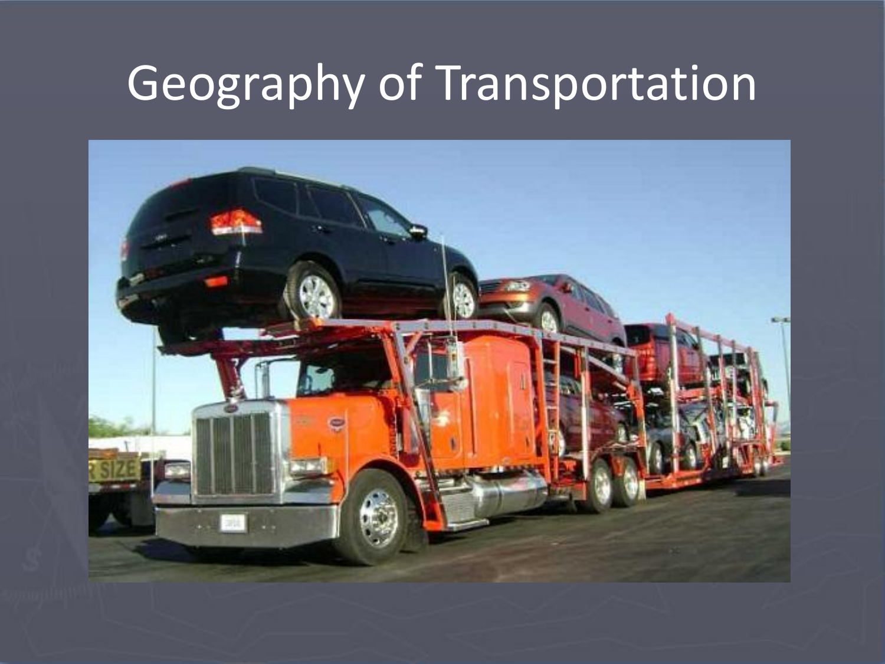# Geography of Transportation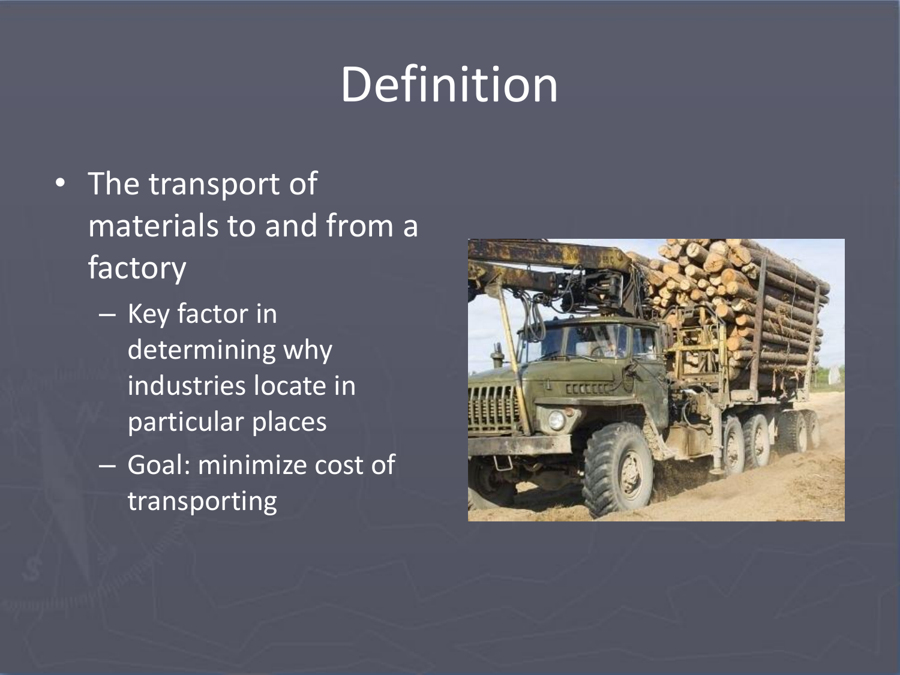# Definition

- The transport of materials to and from a factory
  - Key factor in determining why industries locate in particular places
  - Goal: minimize cost of transporting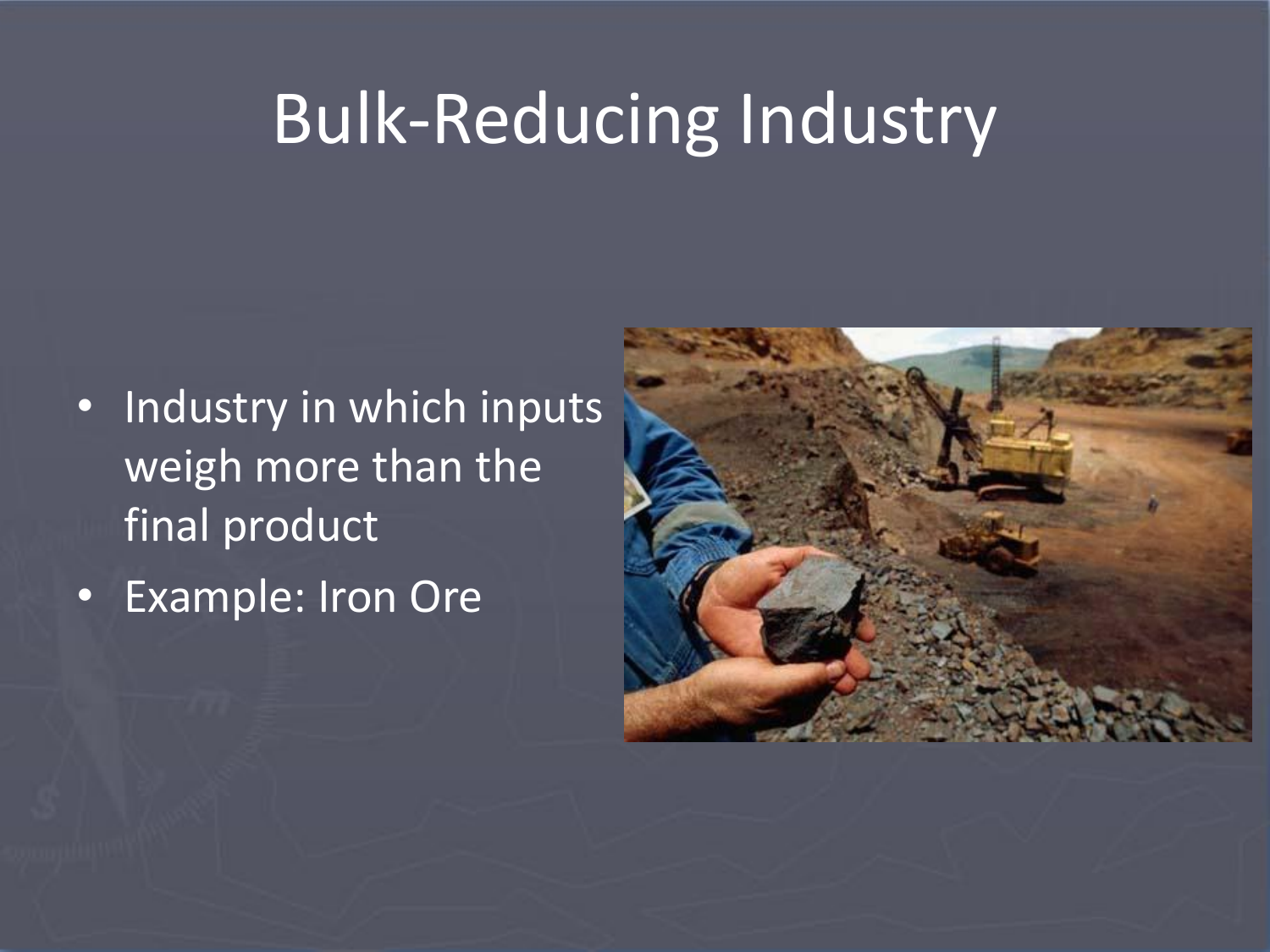# Bulk-Reducing Industry

- Industry in which inputs weigh more than the final product
- Example: Iron Ore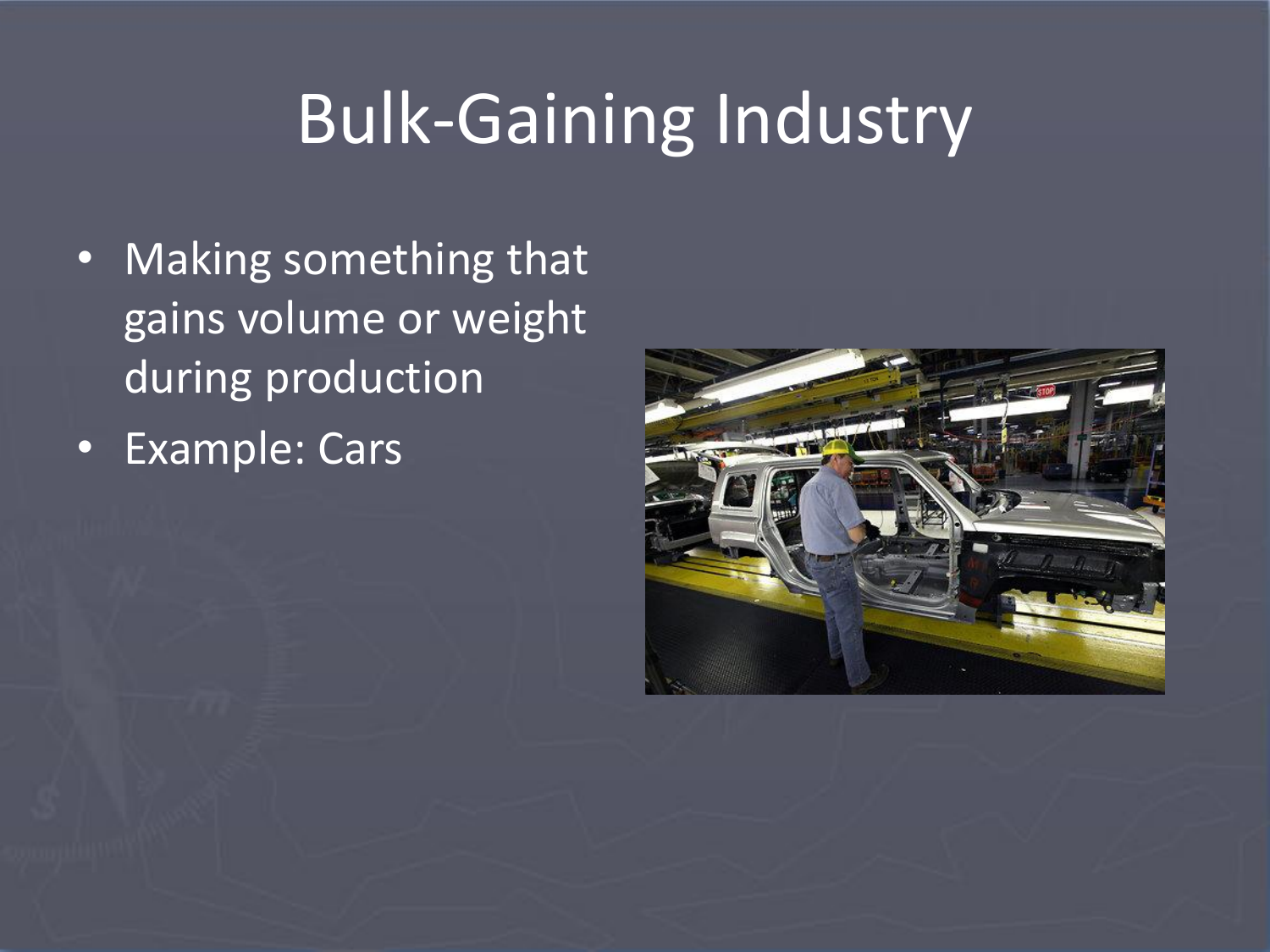# Bulk-Gaining Industry

- Making something that gains volume or weight during production
- Example: Cars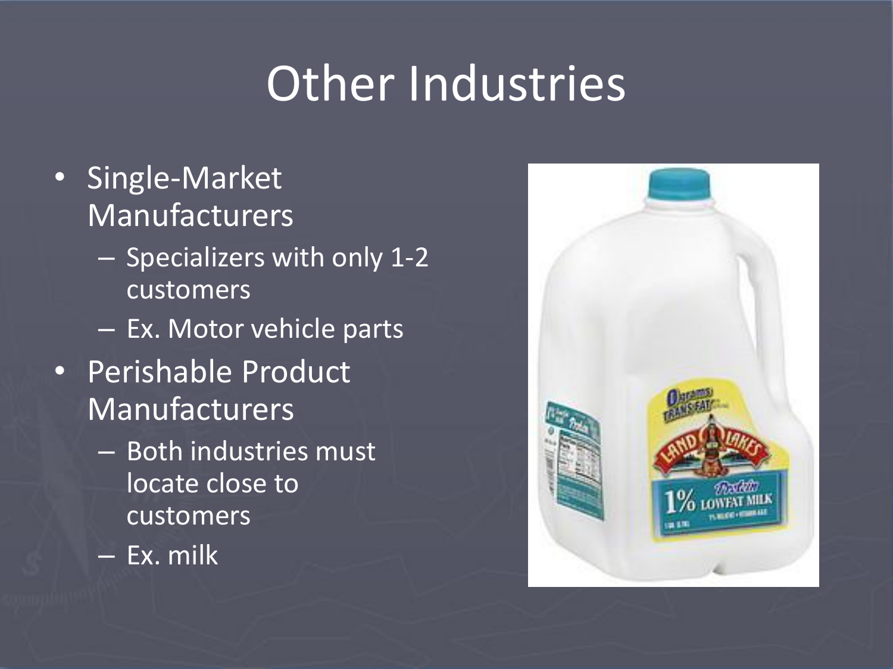# Other Industries

- Single-Market Manufacturers
  - Specializers with only 1-2 customers
  - Ex. Motor vehicle parts
- Perishable Product Manufacturers
  - Both industries must locate close to customers
  - Ex. milk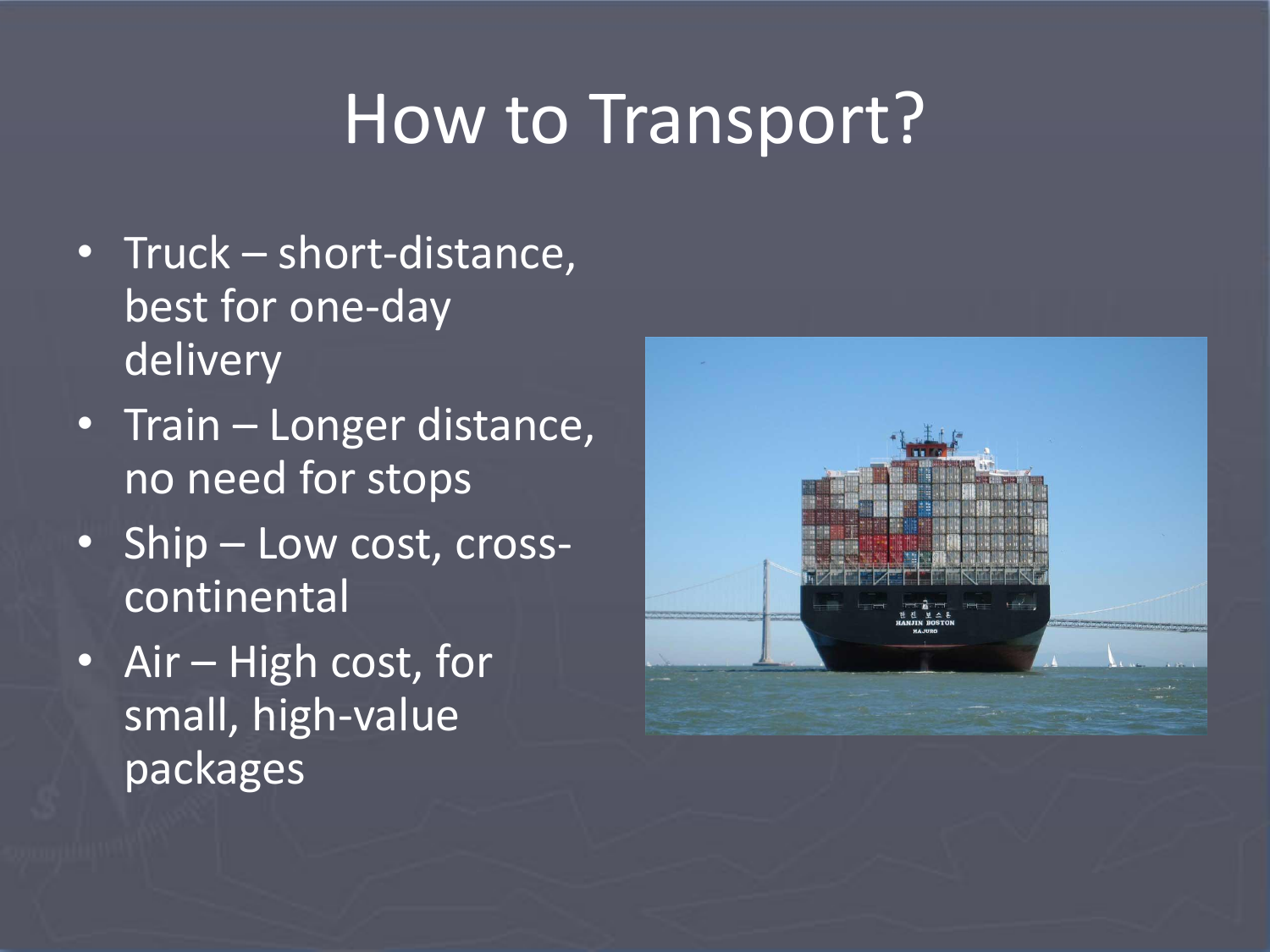# How to Transport?

- Truck – short-distance, best for one-day delivery
- Train – Longer distance, no need for stops
- Ship – Low cost, cross-continental
- Air – High cost, for small, high-value packages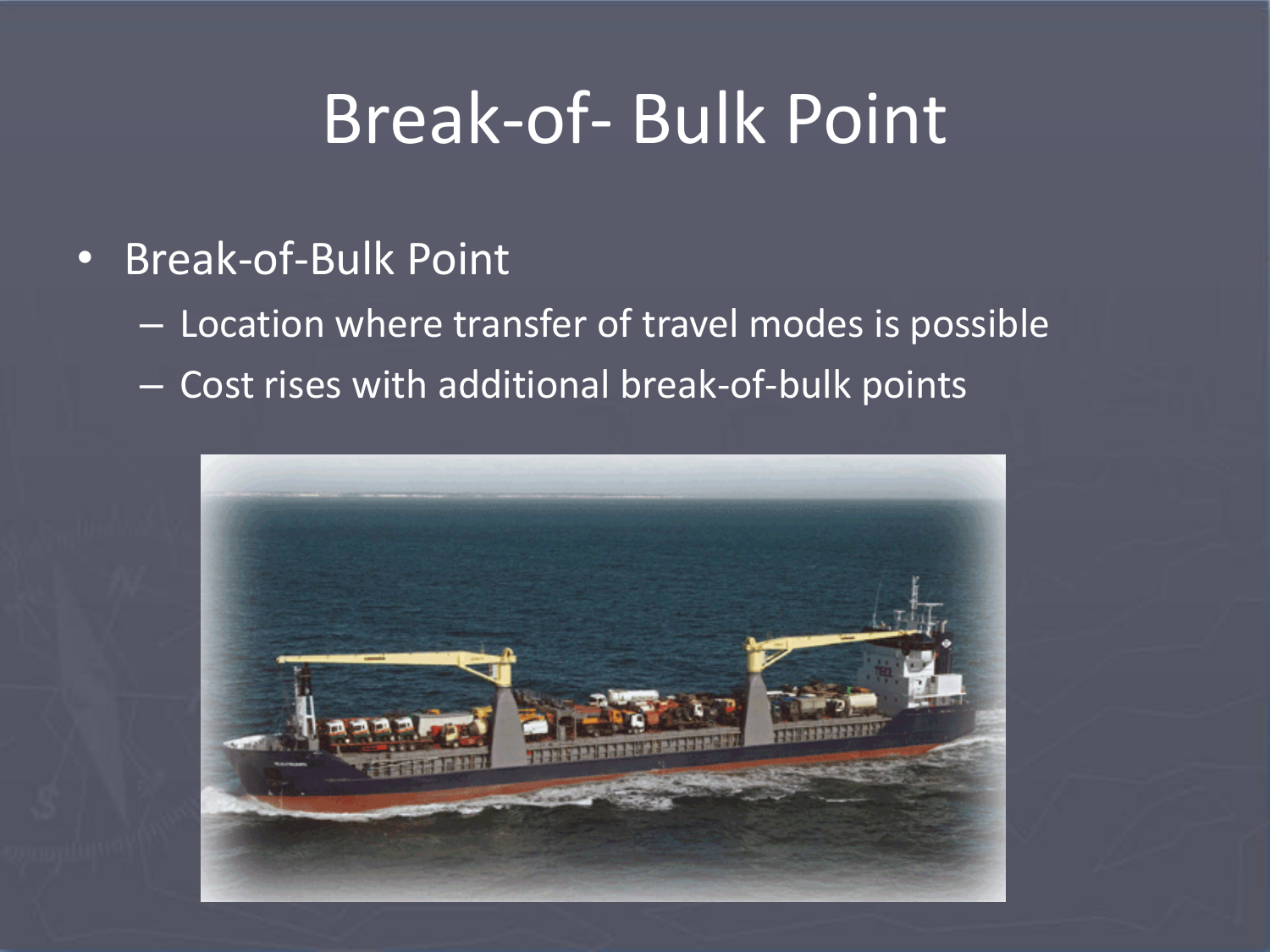# Break-of- Bulk Point

- Break-of-Bulk Point
  - Location where transfer of travel modes is possible
  - Cost rises with additional break-of-bulk points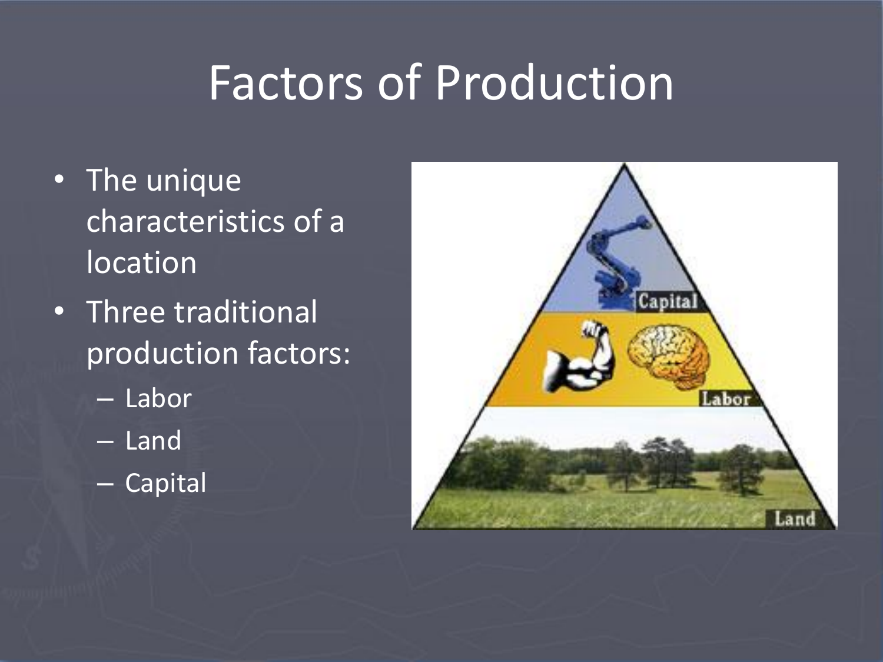# Factors of Production

- The unique characteristics of a location
- Three traditional production factors:
  - Labor
  - Land
  - Capital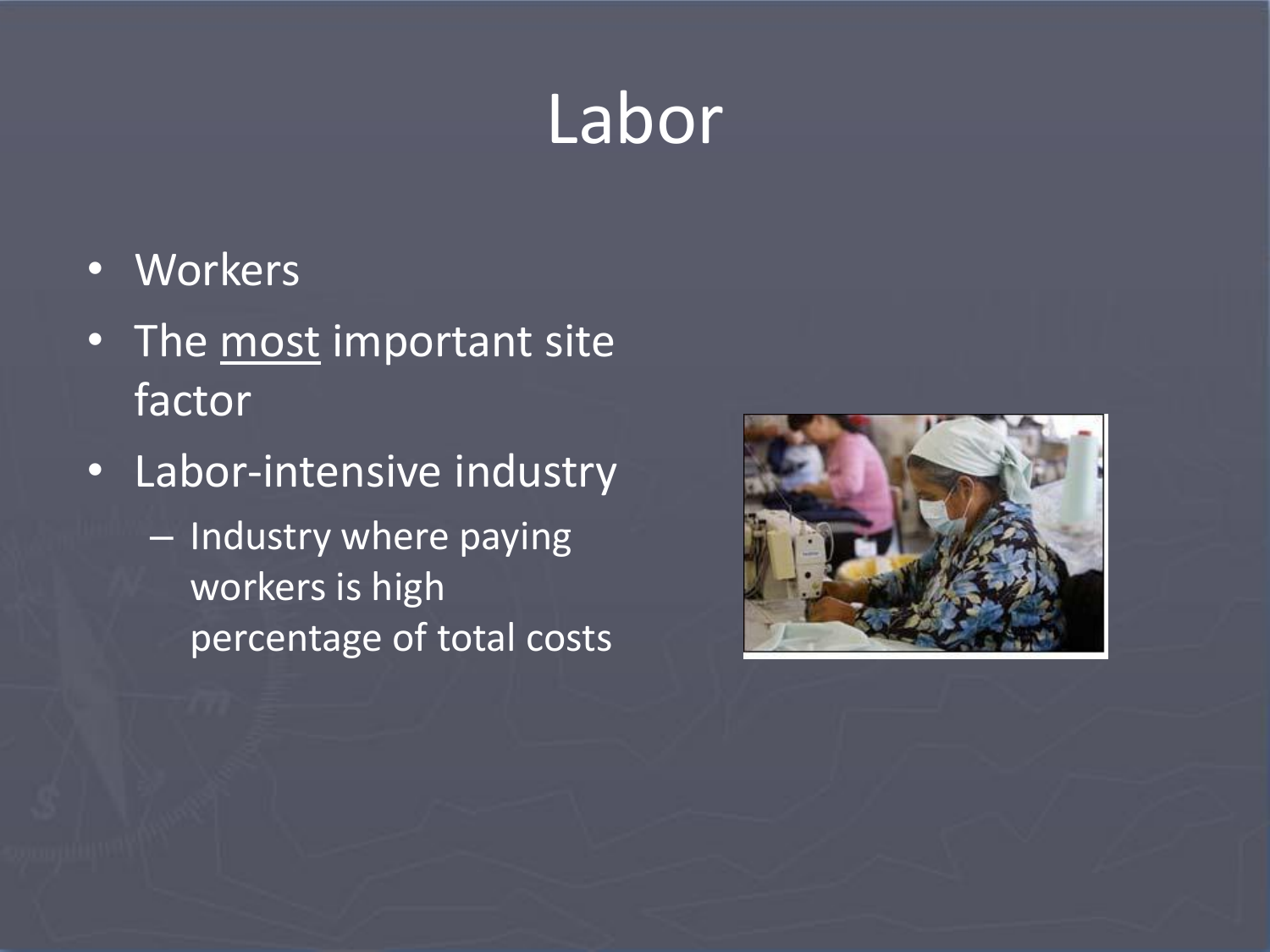# Labor

- Workers
- The <u>most</u> important site factor
- Labor-intensive industry
  - Industry where paying workers is high percentage of total costs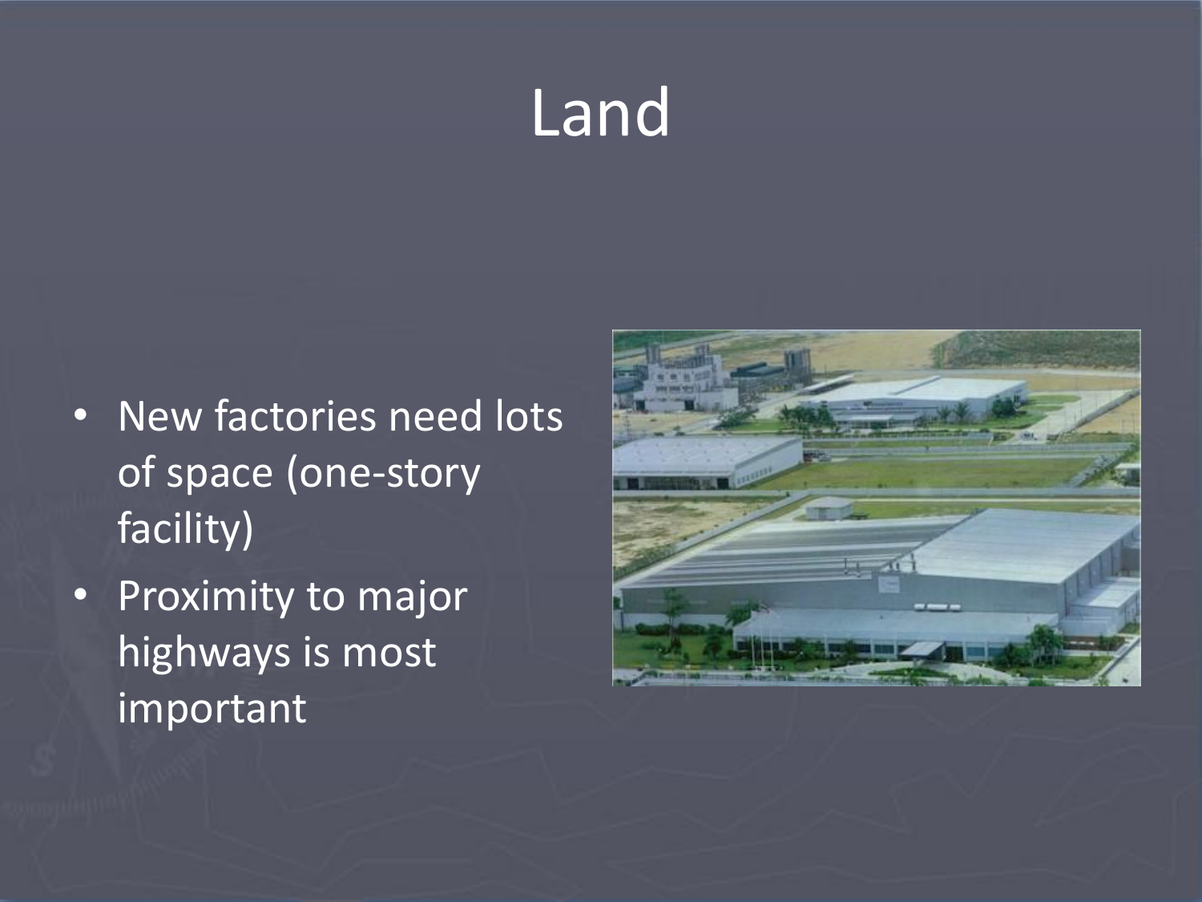# Land

- New factories need lots of space (one-story facility)
- Proximity to major highways is most important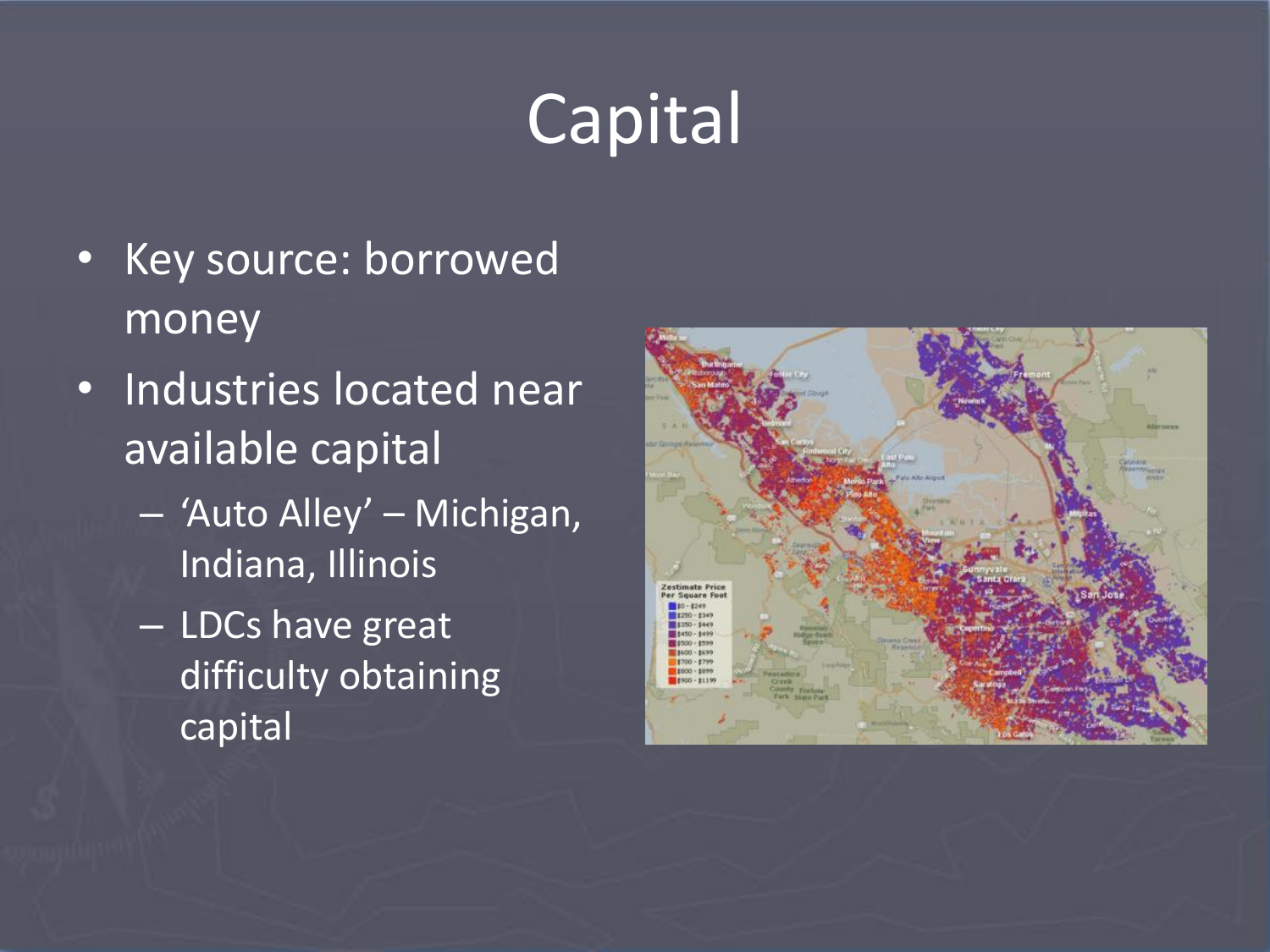# Capital

- Key source: borrowed money
- Industries located near available capital
  - 'Auto Alley' – Michigan, Indiana, Illinois
  - LDCs have great difficulty obtaining capital